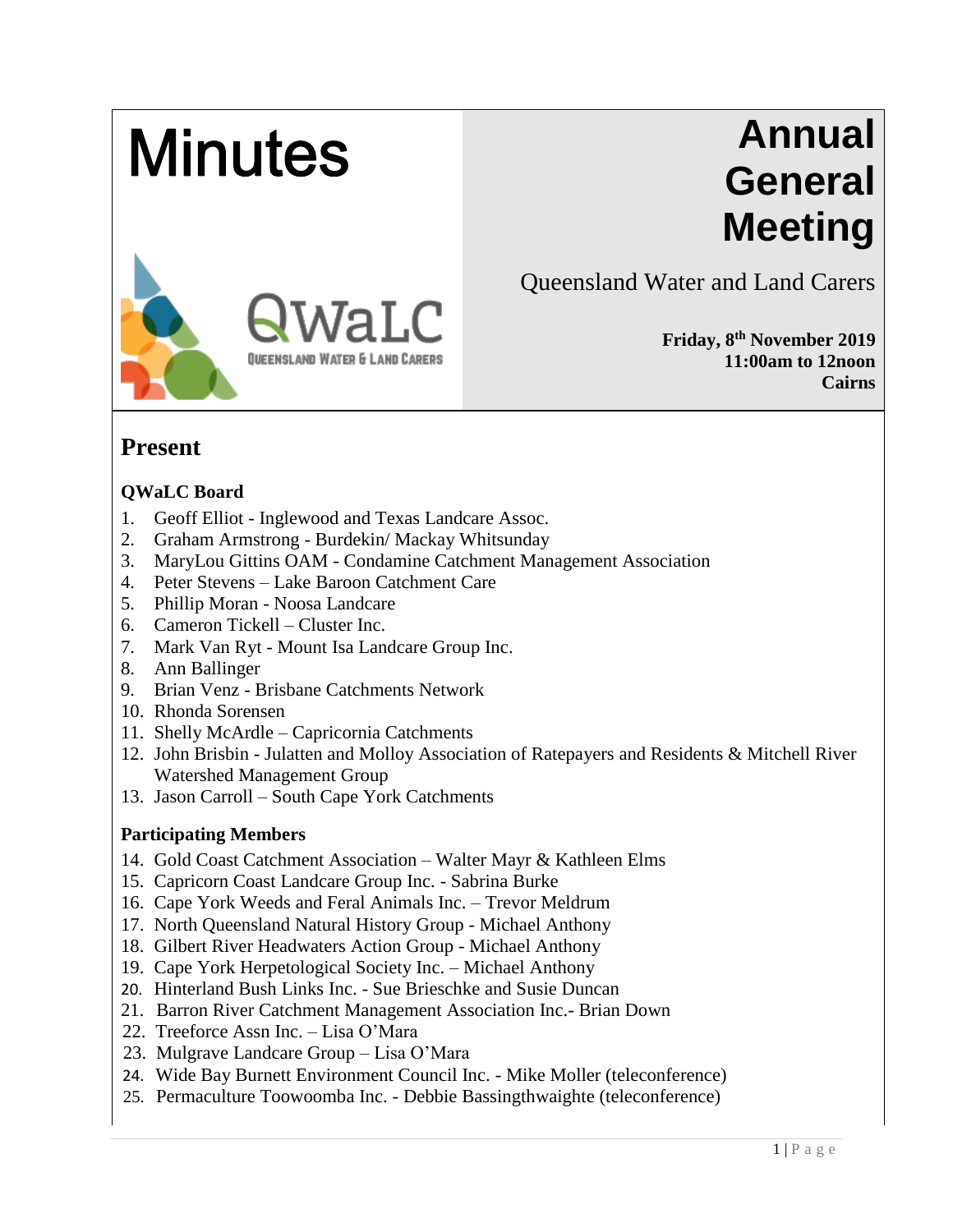# Minutes

# Annual General Meeting

Queensland Water and Land Carers

**Friday, 8th November 2019**
**11:00am to 12noon**
**Cairns**

## Present

### QWaLC Board

1. Geoff Elliot - Inglewood and Texas Landcare Assoc.
2. Graham Armstrong - Burdekin/ Mackay Whitsunday
3. MaryLou Gittins OAM - Condamine Catchment Management Association
4. Peter Stevens – Lake Baroon Catchment Care
5. Phillip Moran - Noosa Landcare
6. Cameron Tickell – Cluster Inc.
7. Mark Van Ryt - Mount Isa Landcare Group Inc.
8. Ann Ballinger
9. Brian Venz - Brisbane Catchments Network
10. Rhonda Sorensen
11. Shelly McArdle – Capricornia Catchments
12. John Brisbin - Julatten and Molloy Association of Ratepayers and Residents & Mitchell River Watershed Management Group
13. Jason Carroll – South Cape York Catchments

### Participating Members

14. Gold Coast Catchment Association – Walter Mayr & Kathleen Elms
15. Capricorn Coast Landcare Group Inc. - Sabrina Burke
16. Cape York Weeds and Feral Animals Inc. – Trevor Meldrum
17. North Queensland Natural History Group - Michael Anthony
18. Gilbert River Headwaters Action Group - Michael Anthony
19. Cape York Herpetological Society Inc. – Michael Anthony
20. Hinterland Bush Links Inc. - Sue Brieschke and Susie Duncan
21. Barron River Catchment Management Association Inc.- Brian Down
22. Treeforce Assn Inc. – Lisa O'Mara
23. Mulgrave Landcare Group – Lisa O'Mara
24. Wide Bay Burnett Environment Council Inc. - Mike Moller (teleconference)
25. Permaculture Toowoomba Inc. - Debbie Bassingthwaighte (teleconference)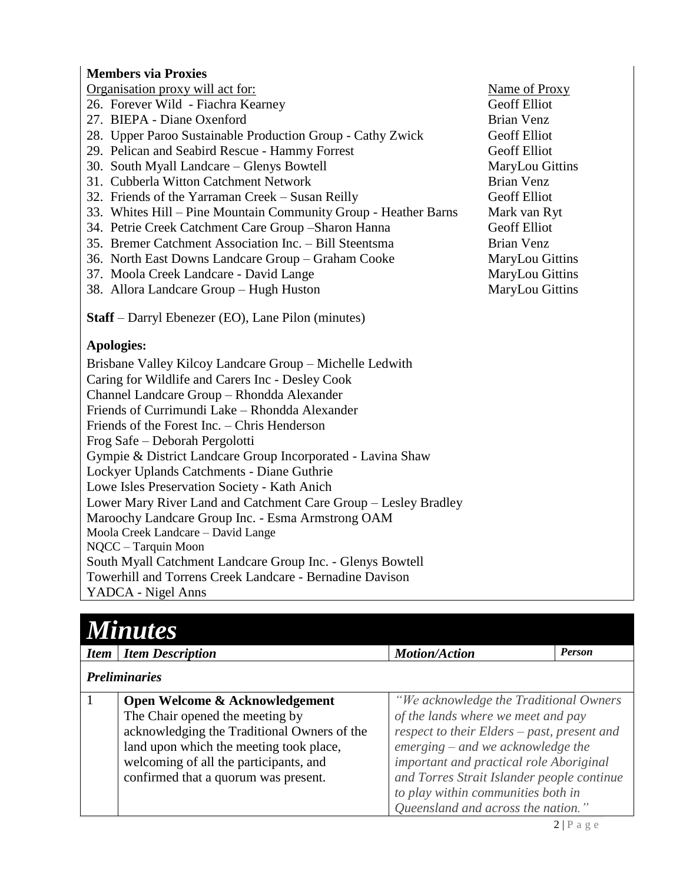**Members via Proxies**

| Organisation proxy will act for: | Name of Proxy |
|---|---|
| 26. Forever Wild - Fiachra Kearney | Geoff Elliot |
| 27. BIEPA - Diane Oxenford | Brian Venz |
| 28. Upper Paroo Sustainable Production Group - Cathy Zwick | Geoff Elliot |
| 29. Pelican and Seabird Rescue - Hammy Forrest | Geoff Elliot |
| 30. South Myall Landcare – Glenys Bowtell | MaryLou Gittins |
| 31. Cubberla Witton Catchment Network | Brian Venz |
| 32. Friends of the Yarraman Creek – Susan Reilly | Geoff Elliot |
| 33. Whites Hill – Pine Mountain Community Group - Heather Barns | Mark van Ryt |
| 34. Petrie Creek Catchment Care Group –Sharon Hanna | Geoff Elliot |
| 35. Bremer Catchment Association Inc. – Bill Steentsma | Brian Venz |
| 36. North East Downs Landcare Group – Graham Cooke | MaryLou Gittins |
| 37. Moola Creek Landcare - David Lange | MaryLou Gittins |
| 38. Allora Landcare Group – Hugh Huston | MaryLou Gittins |

**Staff** – Darryl Ebenezer (EO), Lane Pilon (minutes)

**Apologies:**

Brisbane Valley Kilcoy Landcare Group – Michelle Ledwith
Caring for Wildlife and Carers Inc - Desley Cook
Channel Landcare Group – Rhondda Alexander
Friends of Currimundi Lake – Rhondda Alexander
Friends of the Forest Inc. – Chris Henderson
Frog Safe – Deborah Pergolotti
Gympie & District Landcare Group Incorporated - Lavina Shaw
Lockyer Uplands Catchments - Diane Guthrie
Lowe Isles Preservation Society - Kath Anich
Lower Mary River Land and Catchment Care Group – Lesley Bradley
Maroochy Landcare Group Inc. - Esma Armstrong OAM
Moola Creek Landcare – David Lange
NQCC – Tarquin Moon
South Myall Catchment Landcare Group Inc. - Glenys Bowtell
Towerhill and Torrens Creek Landcare - Bernadine Davison
YADCA - Nigel Anns

# *Minutes*

| *Item* | *Item Description* | *Motion/Action* | *Person* |
|---|---|---|---|
| ***Preliminaries*** | | | |
| 1 | **Open Welcome & Acknowledgement**<br>The Chair opened the meeting by acknowledging the Traditional Owners of the land upon which the meeting took place, welcoming of all the participants, and confirmed that a quorum was present. | *"We acknowledge the Traditional Owners of the lands where we meet and pay respect to their Elders – past, present and emerging – and we acknowledge the important and practical role Aboriginal and Torres Strait Islander people continue to play within communities both in Queensland and across the nation."* | |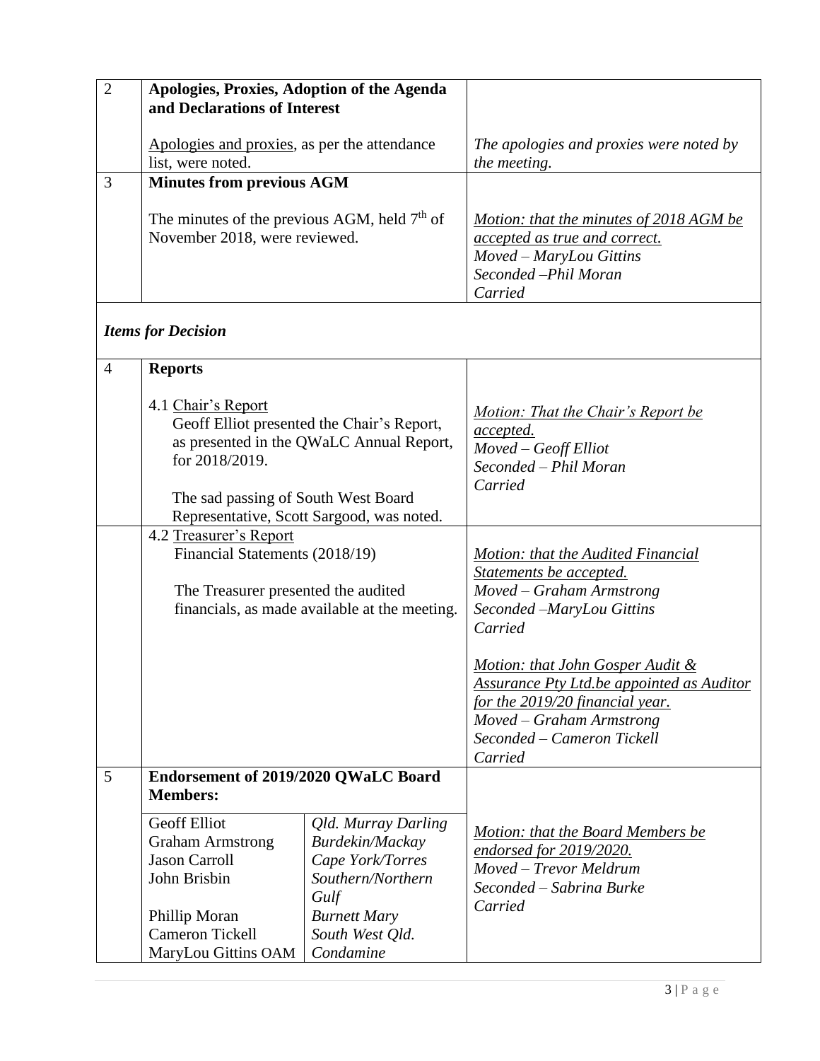| | | |
|---|---|---|
| 2 | **Apologies, Proxies, Adoption of the Agenda and Declarations of Interest**<br><br>Apologies and proxies, as per the attendance list, were noted. | *The apologies and proxies were noted by the meeting.* |
| 3 | **Minutes from previous AGM**<br><br>The minutes of the previous AGM, held 7th of November 2018, were reviewed. | *Motion: that the minutes of 2018 AGM be accepted as true and correct.*<br>*Moved – MaryLou Gittins*<br>*Seconded –Phil Moran*<br>*Carried* |
| ***Items for Decision*** | | |
| 4 | **Reports**<br><br>4.1 Chair's Report<br>Geoff Elliot presented the Chair's Report, as presented in the QWaLC Annual Report, for 2018/2019.<br><br>The sad passing of South West Board Representative, Scott Sargood, was noted. | *Motion: That the Chair's Report be accepted.*<br>*Moved – Geoff Elliot*<br>*Seconded – Phil Moran*<br>*Carried* |
| | 4.2 Treasurer's Report<br>Financial Statements (2018/19)<br><br>The Treasurer presented the audited financials, as made available at the meeting. | *Motion: that the Audited Financial Statements be accepted.*<br>*Moved – Graham Armstrong*<br>*Seconded –MaryLou Gittins*<br>*Carried*<br><br>*Motion: that John Gosper Audit & Assurance Pty Ltd.be appointed as Auditor for the 2019/20 financial year.*<br>*Moved – Graham Armstrong*<br>*Seconded – Cameron Tickell*<br>*Carried* |
| 5 | **Endorsement of 2019/2020 QWaLC Board Members:**<br><br>Geoff Elliot – *Qld. Murray Darling*<br>Graham Armstrong – *Burdekin/Mackay*<br>Jason Carroll – *Cape York/Torres*<br>John Brisbin – *Southern/Northern Gulf*<br>Phillip Moran – *Burnett Mary*<br>Cameron Tickell – *South West Qld.*<br>MaryLou Gittins OAM – *Condamine* | *Motion: that the Board Members be endorsed for 2019/2020.*<br>*Moved – Trevor Meldrum*<br>*Seconded – Sabrina Burke*<br>*Carried* |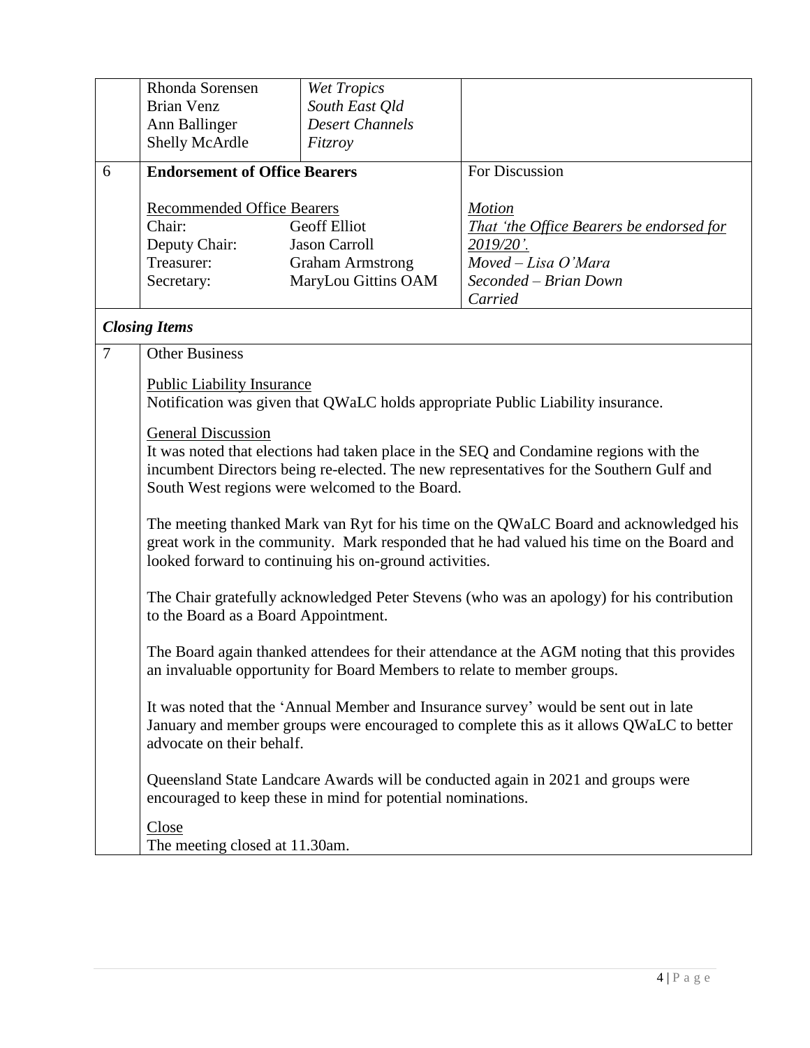| | | | |
|---|---|---|---|
| | Rhonda Sorensen<br>Brian Venz<br>Ann Ballinger<br>Shelly McArdle | *Wet Tropics*<br>*South East Qld*<br>*Desert Channels*<br>*Fitzroy* | |
| 6 | **Endorsement of Office Bearers**<br><br><u>Recommended Office Bearers</u><br>Chair: Geoff Elliot<br>Deputy Chair: Jason Carroll<br>Treasurer: Graham Armstrong<br>Secretary: MaryLou Gittins OAM | | For Discussion<br><br>*<u>Motion</u>*<br>*<u>That 'the Office Bearers be endorsed for 2019/20'.</u>*<br>*Moved – Lisa O'Mara*<br>*Seconded – Brian Down*<br>*Carried* |

***Closing Items***

| | |
|---|---|
| 7 | Other Business |

<u>Public Liability Insurance</u>

Notification was given that QWaLC holds appropriate Public Liability insurance.

<u>General Discussion</u>

It was noted that elections had taken place in the SEQ and Condamine regions with the incumbent Directors being re-elected. The new representatives for the Southern Gulf and South West regions were welcomed to the Board.

The meeting thanked Mark van Ryt for his time on the QWaLC Board and acknowledged his great work in the community. Mark responded that he had valued his time on the Board and looked forward to continuing his on-ground activities.

The Chair gratefully acknowledged Peter Stevens (who was an apology) for his contribution to the Board as a Board Appointment.

The Board again thanked attendees for their attendance at the AGM noting that this provides an invaluable opportunity for Board Members to relate to member groups.

It was noted that the 'Annual Member and Insurance survey' would be sent out in late January and member groups were encouraged to complete this as it allows QWaLC to better advocate on their behalf.

Queensland State Landcare Awards will be conducted again in 2021 and groups were encouraged to keep these in mind for potential nominations.

<u>Close</u>

The meeting closed at 11.30am.